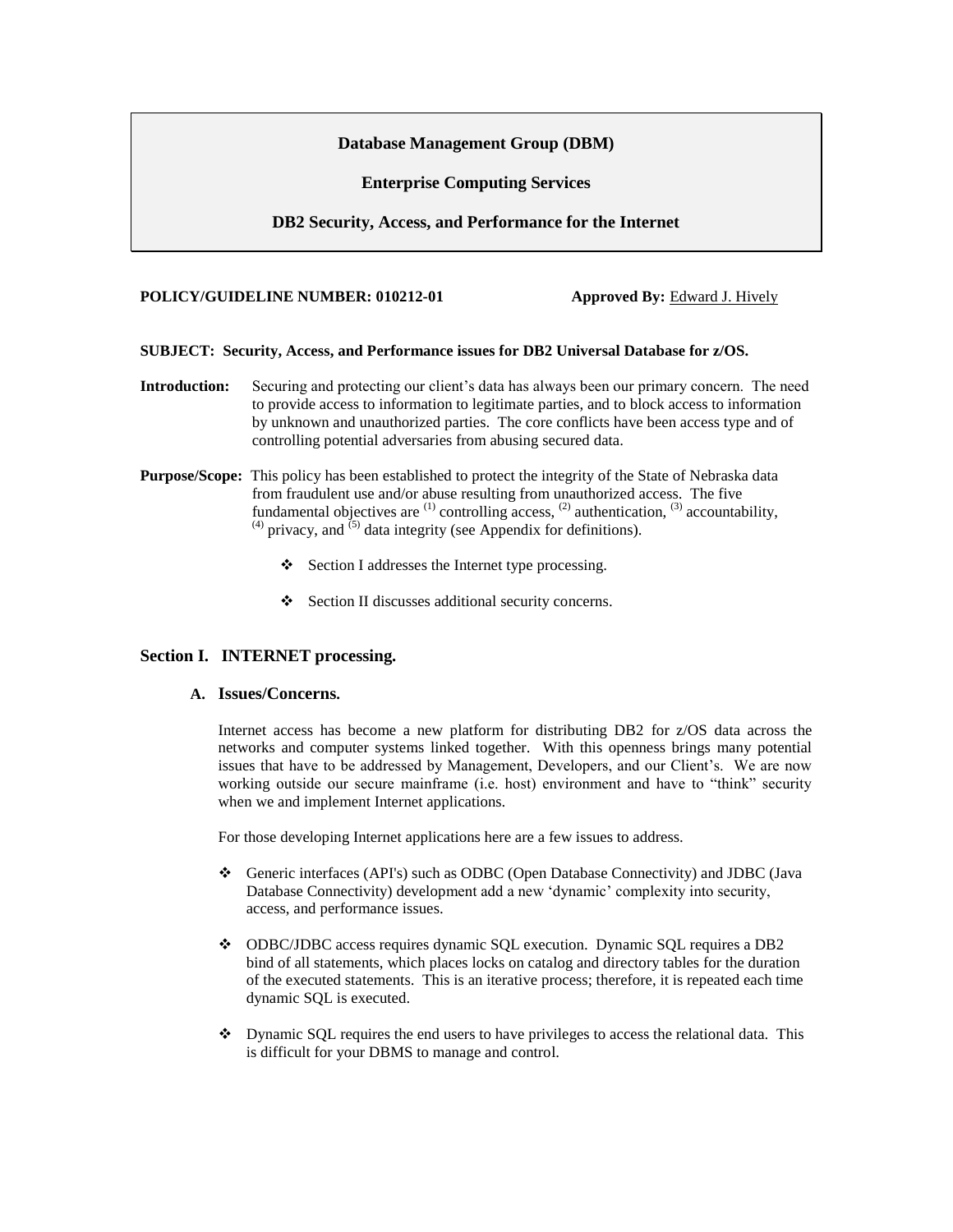**Database Management Group (DBM)**

**Enterprise Computing Services**

**DB2 Security, Access, and Performance for the Internet**

**POLICY/GUIDELINE NUMBER: 010212-01** **Approved By:** Edward J. Hively

**SUBJECT: Security, Access, and Performance issues for DB2 Universal Database for z/OS.**

**Introduction:** Securing and protecting our client's data has always been our primary concern. The need to provide access to information to legitimate parties, and to block access to information by unknown and unauthorized parties. The core conflicts have been access type and of controlling potential adversaries from abusing secured data.

**Purpose/Scope:** This policy has been established to protect the integrity of the State of Nebraska data from fraudulent use and/or abuse resulting from unauthorized access. The five fundamental objectives are (1) controlling access, (2) authentication, (3) accountability, (4) privacy, and (5) data integrity (see Appendix for definitions).

- Section I addresses the Internet type processing.
- Section II discusses additional security concerns.

## Section I. INTERNET processing.

### A. Issues/Concerns.

Internet access has become a new platform for distributing DB2 for z/OS data across the networks and computer systems linked together. With this openness brings many potential issues that have to be addressed by Management, Developers, and our Client's. We are now working outside our secure mainframe (i.e. host) environment and have to "think" security when we and implement Internet applications.

For those developing Internet applications here are a few issues to address.

- Generic interfaces (API's) such as ODBC (Open Database Connectivity) and JDBC (Java Database Connectivity) development add a new 'dynamic' complexity into security, access, and performance issues.
- ODBC/JDBC access requires dynamic SQL execution. Dynamic SQL requires a DB2 bind of all statements, which places locks on catalog and directory tables for the duration of the executed statements. This is an iterative process; therefore, it is repeated each time dynamic SQL is executed.
- Dynamic SQL requires the end users to have privileges to access the relational data. This is difficult for your DBMS to manage and control.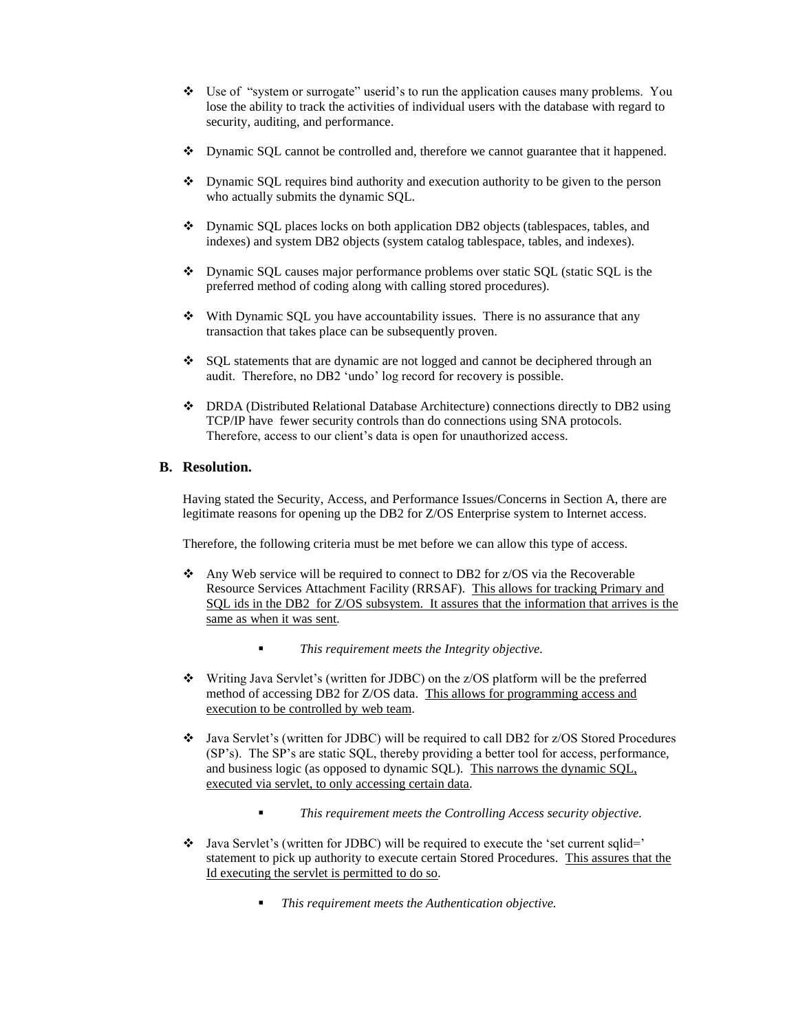- Use of "system or surrogate" userid's to run the application causes many problems. You lose the ability to track the activities of individual users with the database with regard to security, auditing, and performance.
- Dynamic SQL cannot be controlled and, therefore we cannot guarantee that it happened.
- Dynamic SQL requires bind authority and execution authority to be given to the person who actually submits the dynamic SQL.
- Dynamic SQL places locks on both application DB2 objects (tablespaces, tables, and indexes) and system DB2 objects (system catalog tablespace, tables, and indexes).
- Dynamic SQL causes major performance problems over static SQL (static SQL is the preferred method of coding along with calling stored procedures).
- With Dynamic SQL you have accountability issues. There is no assurance that any transaction that takes place can be subsequently proven.
- SQL statements that are dynamic are not logged and cannot be deciphered through an audit. Therefore, no DB2 'undo' log record for recovery is possible.
- DRDA (Distributed Relational Database Architecture) connections directly to DB2 using TCP/IP have fewer security controls than do connections using SNA protocols. Therefore, access to our client's data is open for unauthorized access.

## B. Resolution.

Having stated the Security, Access, and Performance Issues/Concerns in Section A, there are legitimate reasons for opening up the DB2 for Z/OS Enterprise system to Internet access.

Therefore, the following criteria must be met before we can allow this type of access.

- Any Web service will be required to connect to DB2 for z/OS via the Recoverable Resource Services Attachment Facility (RRSAF). <u>This allows for tracking Primary and SQL ids in the DB2 for Z/OS subsystem. It assures that the information that arrives is the same as when it was sent</u>.
  - *This requirement meets the Integrity objective.*
- Writing Java Servlet's (written for JDBC) on the z/OS platform will be the preferred method of accessing DB2 for Z/OS data. <u>This allows for programming access and execution to be controlled by web team</u>.
- Java Servlet's (written for JDBC) will be required to call DB2 for z/OS Stored Procedures (SP's). The SP's are static SQL, thereby providing a better tool for access, performance, and business logic (as opposed to dynamic SQL). <u>This narrows the dynamic SQL, executed via servlet, to only accessing certain data</u>.
  - *This requirement meets the Controlling Access security objective.*
- Java Servlet's (written for JDBC) will be required to execute the 'set current sqlid=' statement to pick up authority to execute certain Stored Procedures. <u>This assures that the Id executing the servlet is permitted to do so</u>.
  - *This requirement meets the Authentication objective.*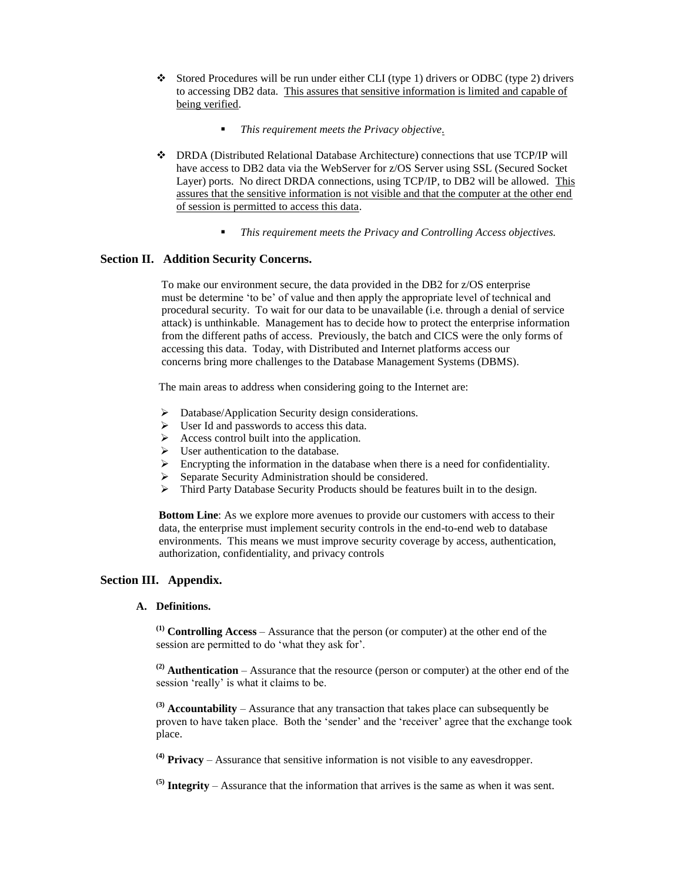- Stored Procedures will be run under either CLI (type 1) drivers or ODBC (type 2) drivers to accessing DB2 data. This assures that sensitive information is limited and capable of being verified.

  - *This requirement meets the Privacy objective.*

- DRDA (Distributed Relational Database Architecture) connections that use TCP/IP will have access to DB2 data via the WebServer for z/OS Server using SSL (Secured Socket Layer) ports. No direct DRDA connections, using TCP/IP, to DB2 will be allowed. This assures that the sensitive information is not visible and that the computer at the other end of session is permitted to access this data.

  - *This requirement meets the Privacy and Controlling Access objectives.*

## Section II. Addition Security Concerns.

To make our environment secure, the data provided in the DB2 for z/OS enterprise must be determine 'to be' of value and then apply the appropriate level of technical and procedural security. To wait for our data to be unavailable (i.e. through a denial of service attack) is unthinkable. Management has to decide how to protect the enterprise information from the different paths of access. Previously, the batch and CICS were the only forms of accessing this data. Today, with Distributed and Internet platforms access our concerns bring more challenges to the Database Management Systems (DBMS).

The main areas to address when considering going to the Internet are:

- Database/Application Security design considerations.
- User Id and passwords to access this data.
- Access control built into the application.
- User authentication to the database.
- Encrypting the information in the database when there is a need for confidentiality.
- Separate Security Administration should be considered.
- Third Party Database Security Products should be features built in to the design.

**Bottom Line**: As we explore more avenues to provide our customers with access to their data, the enterprise must implement security controls in the end-to-end web to database environments. This means we must improve security coverage by access, authentication, authorization, confidentiality, and privacy controls

## Section III. Appendix.

### A. Definitions.

(1) **Controlling Access** – Assurance that the person (or computer) at the other end of the session are permitted to do 'what they ask for'.

(2) **Authentication** – Assurance that the resource (person or computer) at the other end of the session 'really' is what it claims to be.

(3) **Accountability** – Assurance that any transaction that takes place can subsequently be proven to have taken place. Both the 'sender' and the 'receiver' agree that the exchange took place.

(4) **Privacy** – Assurance that sensitive information is not visible to any eavesdropper.

(5) **Integrity** – Assurance that the information that arrives is the same as when it was sent.